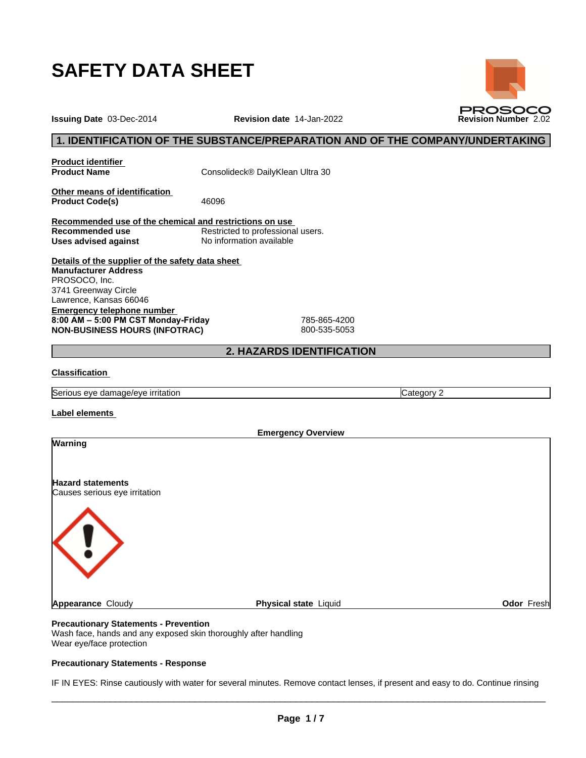# SAFETY DATA SHEET

**Issuing Date** 03-Dec-2014 **Revision date** 14-Jan-2022 **Revision Number** 2.02

PROSOCO

## 1. IDENTIFICATION OF THE SUBSTANCE/PREPARATION AND OF THE COMPANY/UNDERTAKING

**Product identifier**

**Product Name** Consolideck® DailyKlean Ultra 30

**Other means of identification**

**Product Code(s)** 46096

**Recommended use of the chemical and restrictions on use**

**Recommended use** Restricted to professional users.

**Uses advised against** No information available

**Details of the supplier of the safety data sheet**

**Manufacturer Address**
PROSOCO, Inc.
3741 Greenway Circle
Lawrence, Kansas 66046

**Emergency telephone number**

**8:00 AM – 5:00 PM CST Monday-Friday** 785-865-4200

**NON-BUSINESS HOURS (INFOTRAC)** 800-535-5053

## 2. HAZARDS IDENTIFICATION

**Classification**

| Serious eye damage/eye irritation | Category 2 |
|---|---|

**Label elements**

**Emergency Overview**

**Warning**

**Hazard statements**
Causes serious eye irritation

**Appearance** Cloudy **Physical state** Liquid **Odor** Fresh

**Precautionary Statements - Prevention**
Wash face, hands and any exposed skin thoroughly after handling
Wear eye/face protection

**Precautionary Statements - Response**

IF IN EYES: Rinse cautiously with water for several minutes. Remove contact lenses, if present and easy to do. Continue rinsing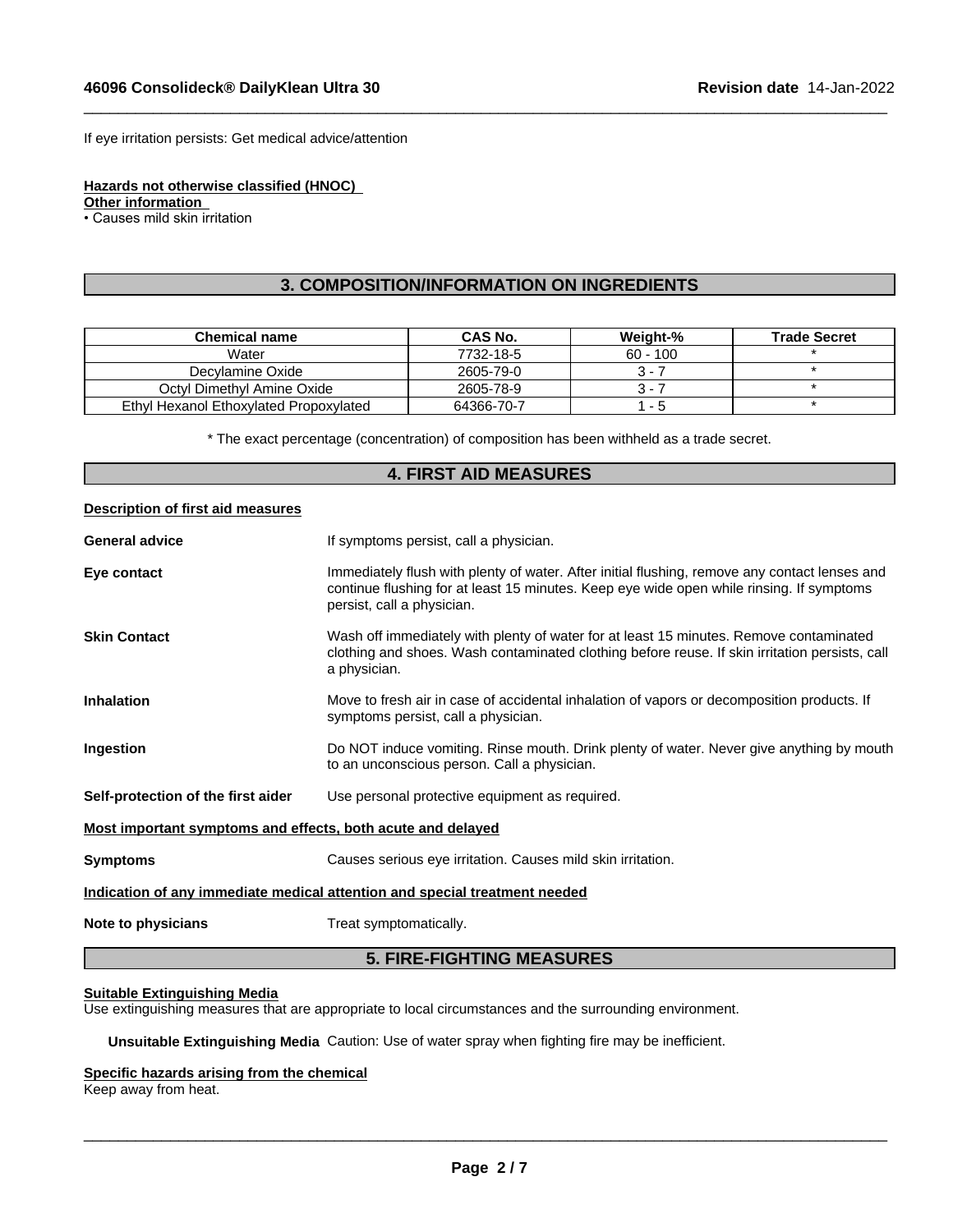If eye irritation persists: Get medical advice/attention

**Hazards not otherwise classified (HNOC)**

**Other information**

• Causes mild skin irritation

## 3. COMPOSITION/INFORMATION ON INGREDIENTS

| Chemical name | CAS No. | Weight-% | Trade Secret |
|---|---|---|---|
| Water | 7732-18-5 | 60 - 100 | * |
| Decylamine Oxide | 2605-79-0 | 3 - 7 | * |
| Octyl Dimethyl Amine Oxide | 2605-78-9 | 3 - 7 | * |
| Ethyl Hexanol Ethoxylated Propoxylated | 64366-70-7 | 1 - 5 | * |

* The exact percentage (concentration) of composition has been withheld as a trade secret.

## 4. FIRST AID MEASURES

**Description of first aid measures**

**General advice** If symptoms persist, call a physician.

**Eye contact** Immediately flush with plenty of water. After initial flushing, remove any contact lenses and continue flushing for at least 15 minutes. Keep eye wide open while rinsing. If symptoms persist, call a physician.

**Skin Contact** Wash off immediately with plenty of water for at least 15 minutes. Remove contaminated clothing and shoes. Wash contaminated clothing before reuse. If skin irritation persists, call a physician.

**Inhalation** Move to fresh air in case of accidental inhalation of vapors or decomposition products. If symptoms persist, call a physician.

**Ingestion** Do NOT induce vomiting. Rinse mouth. Drink plenty of water. Never give anything by mouth to an unconscious person. Call a physician.

**Self-protection of the first aider** Use personal protective equipment as required.

**Most important symptoms and effects, both acute and delayed**

**Symptoms** Causes serious eye irritation. Causes mild skin irritation.

**Indication of any immediate medical attention and special treatment needed**

**Note to physicians** Treat symptomatically.

## 5. FIRE-FIGHTING MEASURES

**Suitable Extinguishing Media**

Use extinguishing measures that are appropriate to local circumstances and the surrounding environment.

**Unsuitable Extinguishing Media** Caution: Use of water spray when fighting fire may be inefficient.

**Specific hazards arising from the chemical**

Keep away from heat.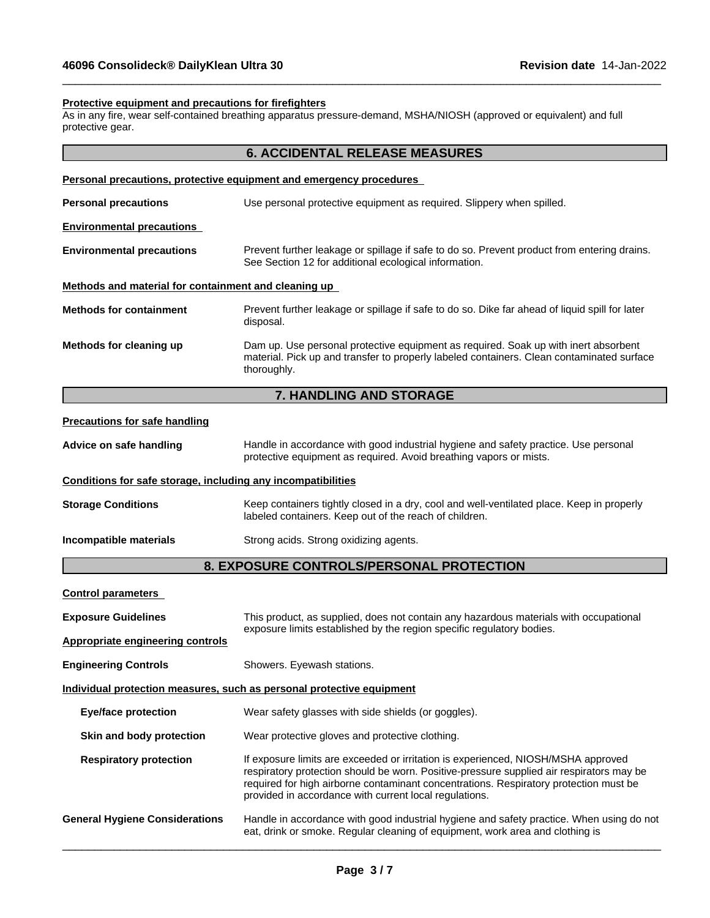**Protective equipment and precautions for firefighters**

As in any fire, wear self-contained breathing apparatus pressure-demand, MSHA/NIOSH (approved or equivalent) and full protective gear.

## 6. ACCIDENTAL RELEASE MEASURES

**Personal precautions, protective equipment and emergency procedures**

**Personal precautions** — Use personal protective equipment as required. Slippery when spilled.

**Environmental precautions**

**Environmental precautions** — Prevent further leakage or spillage if safe to do so. Prevent product from entering drains. See Section 12 for additional ecological information.

**Methods and material for containment and cleaning up**

**Methods for containment** — Prevent further leakage or spillage if safe to do so. Dike far ahead of liquid spill for later disposal.

**Methods for cleaning up** — Dam up. Use personal protective equipment as required. Soak up with inert absorbent material. Pick up and transfer to properly labeled containers. Clean contaminated surface thoroughly.

## 7. HANDLING AND STORAGE

**Precautions for safe handling**

**Advice on safe handling** — Handle in accordance with good industrial hygiene and safety practice. Use personal protective equipment as required. Avoid breathing vapors or mists.

**Conditions for safe storage, including any incompatibilities**

**Storage Conditions** — Keep containers tightly closed in a dry, cool and well-ventilated place. Keep in properly labeled containers. Keep out of the reach of children.

**Incompatible materials** — Strong acids. Strong oxidizing agents.

## 8. EXPOSURE CONTROLS/PERSONAL PROTECTION

**Control parameters**

**Exposure Guidelines** — This product, as supplied, does not contain any hazardous materials with occupational exposure limits established by the region specific regulatory bodies.

**Appropriate engineering controls**

**Engineering Controls** — Showers. Eyewash stations.

**Individual protection measures, such as personal protective equipment**

**Eye/face protection** — Wear safety glasses with side shields (or goggles).

**Skin and body protection** — Wear protective gloves and protective clothing.

**Respiratory protection** — If exposure limits are exceeded or irritation is experienced, NIOSH/MSHA approved respiratory protection should be worn. Positive-pressure supplied air respirators may be required for high airborne contaminant concentrations. Respiratory protection must be provided in accordance with current local regulations.

**General Hygiene Considerations** — Handle in accordance with good industrial hygiene and safety practice. When using do not eat, drink or smoke. Regular cleaning of equipment, work area and clothing is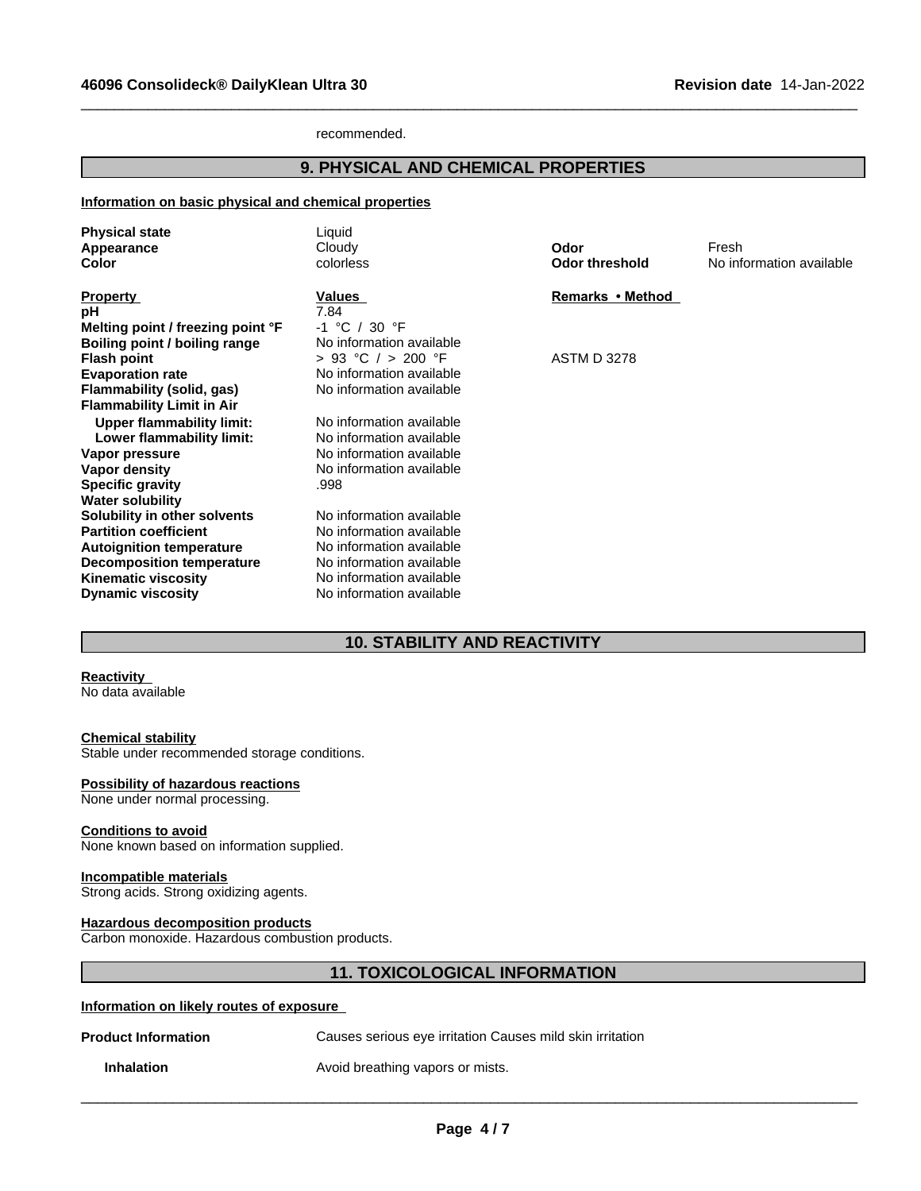recommended.

## 9. PHYSICAL AND CHEMICAL PROPERTIES

**Information on basic physical and chemical properties**

| | | | |
|---|---|---|---|
| **Physical state** | Liquid | | |
| **Appearance** | Cloudy | **Odor** | Fresh |
| **Color** | colorless | **Odor threshold** | No information available |

| **Property** | **Values** | **Remarks • Method** |
|---|---|---|
| **pH** | 7.84 | |
| **Melting point / freezing point °F** | -1 °C / 30 °F | |
| **Boiling point / boiling range** | No information available | |
| **Flash point** | > 93 °C / > 200 °F | ASTM D 3278 |
| **Evaporation rate** | No information available | |
| **Flammability (solid, gas)** | No information available | |
| **Flammability Limit in Air** | | |
| **Upper flammability limit:** | No information available | |
| **Lower flammability limit:** | No information available | |
| **Vapor pressure** | No information available | |
| **Vapor density** | No information available | |
| **Specific gravity** | .998 | |
| **Water solubility** | | |
| **Solubility in other solvents** | No information available | |
| **Partition coefficient** | No information available | |
| **Autoignition temperature** | No information available | |
| **Decomposition temperature** | No information available | |
| **Kinematic viscosity** | No information available | |
| **Dynamic viscosity** | No information available | |

## 10. STABILITY AND REACTIVITY

**Reactivity**
No data available

**Chemical stability**
Stable under recommended storage conditions.

**Possibility of hazardous reactions**
None under normal processing.

**Conditions to avoid**
None known based on information supplied.

**Incompatible materials**
Strong acids. Strong oxidizing agents.

**Hazardous decomposition products**
Carbon monoxide. Hazardous combustion products.

## 11. TOXICOLOGICAL INFORMATION

**Information on likely routes of exposure**

**Product Information** Causes serious eye irritation Causes mild skin irritation

**Inhalation** Avoid breathing vapors or mists.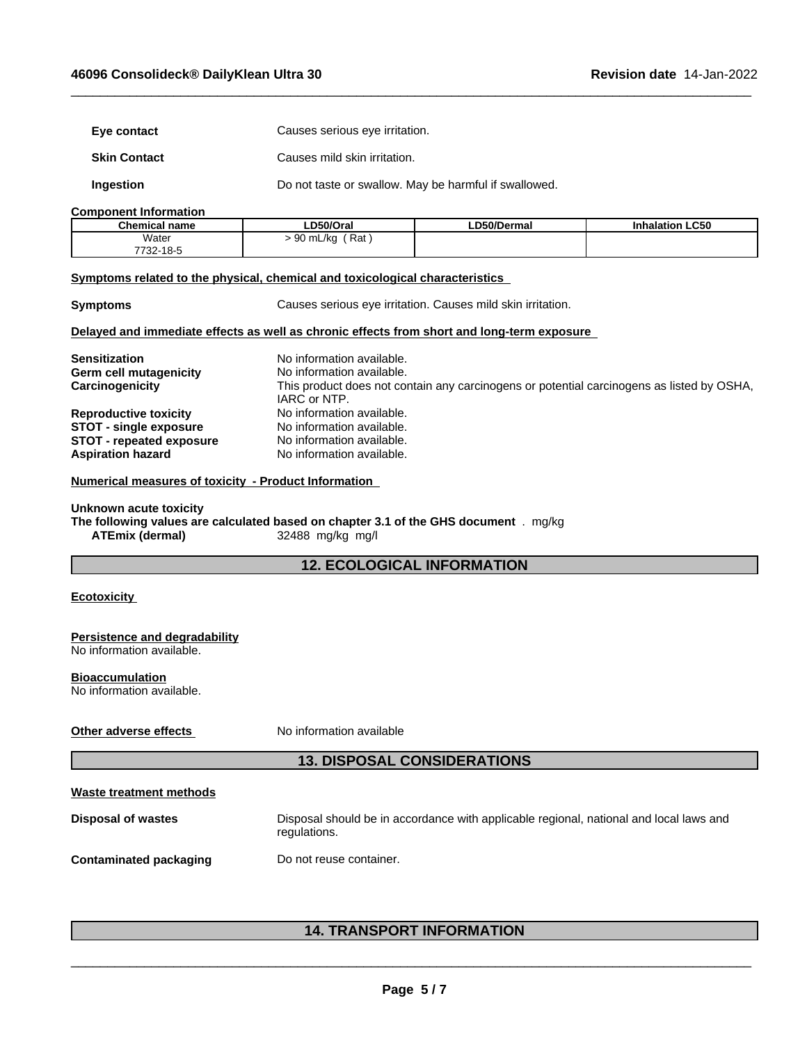**Eye contact** Causes serious eye irritation.

**Skin Contact** Causes mild skin irritation.

**Ingestion** Do not taste or swallow. May be harmful if swallowed.

**Component Information**

| Chemical name | LD50/Oral | LD50/Dermal | Inhalation LC50 |
|---|---|---|---|
| Water<br>7732-18-5 | > 90 mL/kg ( Rat ) | | |

**Symptoms related to the physical, chemical and toxicological characteristics**

**Symptoms** Causes serious eye irritation. Causes mild skin irritation.

**Delayed and immediate effects as well as chronic effects from short and long-term exposure**

**Sensitization** No information available.
**Germ cell mutagenicity** No information available.
**Carcinogenicity** This product does not contain any carcinogens or potential carcinogens as listed by OSHA, IARC or NTP.
**Reproductive toxicity** No information available.
**STOT - single exposure** No information available.
**STOT - repeated exposure** No information available.
**Aspiration hazard** No information available.

**Numerical measures of toxicity - Product Information**

**Unknown acute toxicity**
**The following values are calculated based on chapter 3.1 of the GHS document** . mg/kg
**ATEmix (dermal)** 32488 mg/kg mg/l

## 12. ECOLOGICAL INFORMATION

**Ecotoxicity**

**Persistence and degradability**
No information available.

**Bioaccumulation**
No information available.

**Other adverse effects** No information available

## 13. DISPOSAL CONSIDERATIONS

**Waste treatment methods**

**Disposal of wastes** Disposal should be in accordance with applicable regional, national and local laws and regulations.

**Contaminated packaging** Do not reuse container.

## 14. TRANSPORT INFORMATION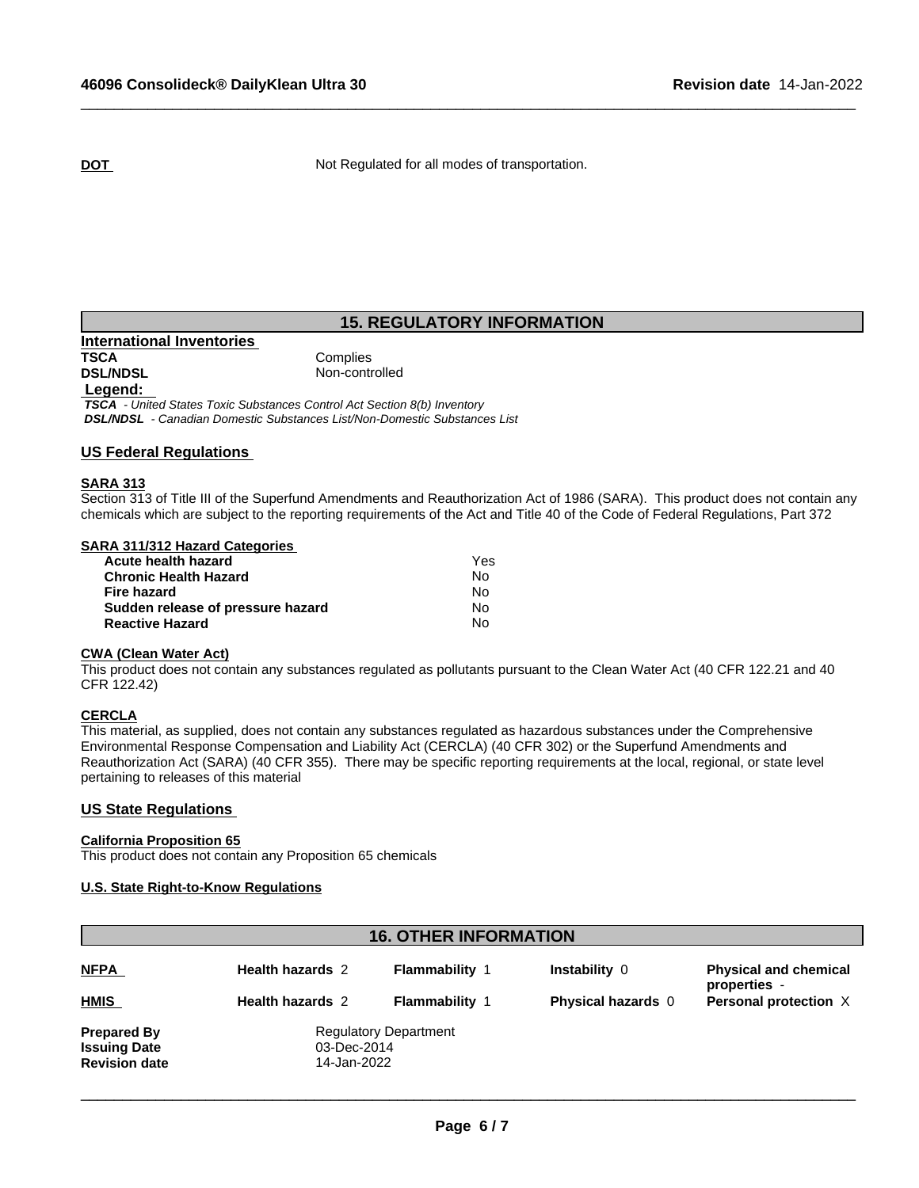**DOT** Not Regulated for all modes of transportation.

## 15. REGULATORY INFORMATION

**International Inventories**

| | |
|---|---|
| **TSCA** | Complies |
| **DSL/NDSL** | Non-controlled |

**Legend:**

*TSCA - United States Toxic Substances Control Act Section 8(b) Inventory*
*DSL/NDSL - Canadian Domestic Substances List/Non-Domestic Substances List*

### US Federal Regulations

**SARA 313**

Section 313 of Title III of the Superfund Amendments and Reauthorization Act of 1986 (SARA). This product does not contain any chemicals which are subject to the reporting requirements of the Act and Title 40 of the Code of Federal Regulations, Part 372

**SARA 311/312 Hazard Categories**

| | |
|---|---|
| **Acute health hazard** | Yes |
| **Chronic Health Hazard** | No |
| **Fire hazard** | No |
| **Sudden release of pressure hazard** | No |
| **Reactive Hazard** | No |

**CWA (Clean Water Act)**

This product does not contain any substances regulated as pollutants pursuant to the Clean Water Act (40 CFR 122.21 and 40 CFR 122.42)

**CERCLA**

This material, as supplied, does not contain any substances regulated as hazardous substances under the Comprehensive Environmental Response Compensation and Liability Act (CERCLA) (40 CFR 302) or the Superfund Amendments and Reauthorization Act (SARA) (40 CFR 355). There may be specific reporting requirements at the local, regional, or state level pertaining to releases of this material

### US State Regulations

**California Proposition 65**

This product does not contain any Proposition 65 chemicals

**U.S. State Right-to-Know Regulations**

## 16. OTHER INFORMATION

| | | | | |
|---|---|---|---|---|
| **NFPA** | **Health hazards** 2 | **Flammability** 1 | **Instability** 0 | **Physical and chemical properties** - |
| **HMIS** | **Health hazards** 2 | **Flammability** 1 | **Physical hazards** 0 | **Personal protection** X |

| | |
|---|---|
| **Prepared By** | Regulatory Department |
| **Issuing Date** | 03-Dec-2014 |
| **Revision date** | 14-Jan-2022 |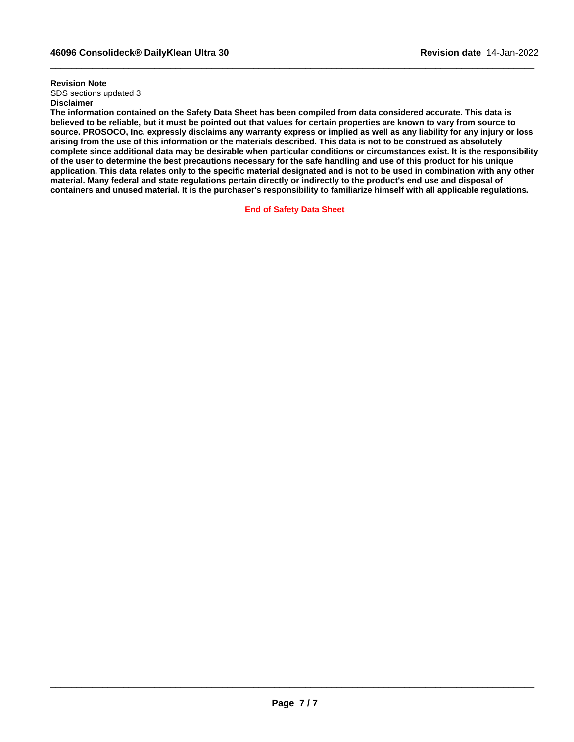**Revision Note**

SDS sections updated 3

**Disclaimer**

**The information contained on the Safety Data Sheet has been compiled from data considered accurate. This data is believed to be reliable, but it must be pointed out that values for certain properties are known to vary from source to source. PROSOCO, Inc. expressly disclaims any warranty express or implied as well as any liability for any injury or loss arising from the use of this information or the materials described. This data is not to be construed as absolutely complete since additional data may be desirable when particular conditions or circumstances exist. It is the responsibility of the user to determine the best precautions necessary for the safe handling and use of this product for his unique application. This data relates only to the specific material designated and is not to be used in combination with any other material. Many federal and state regulations pertain directly or indirectly to the product's end use and disposal of containers and unused material. It is the purchaser's responsibility to familiarize himself with all applicable regulations.**

**End of Safety Data Sheet**